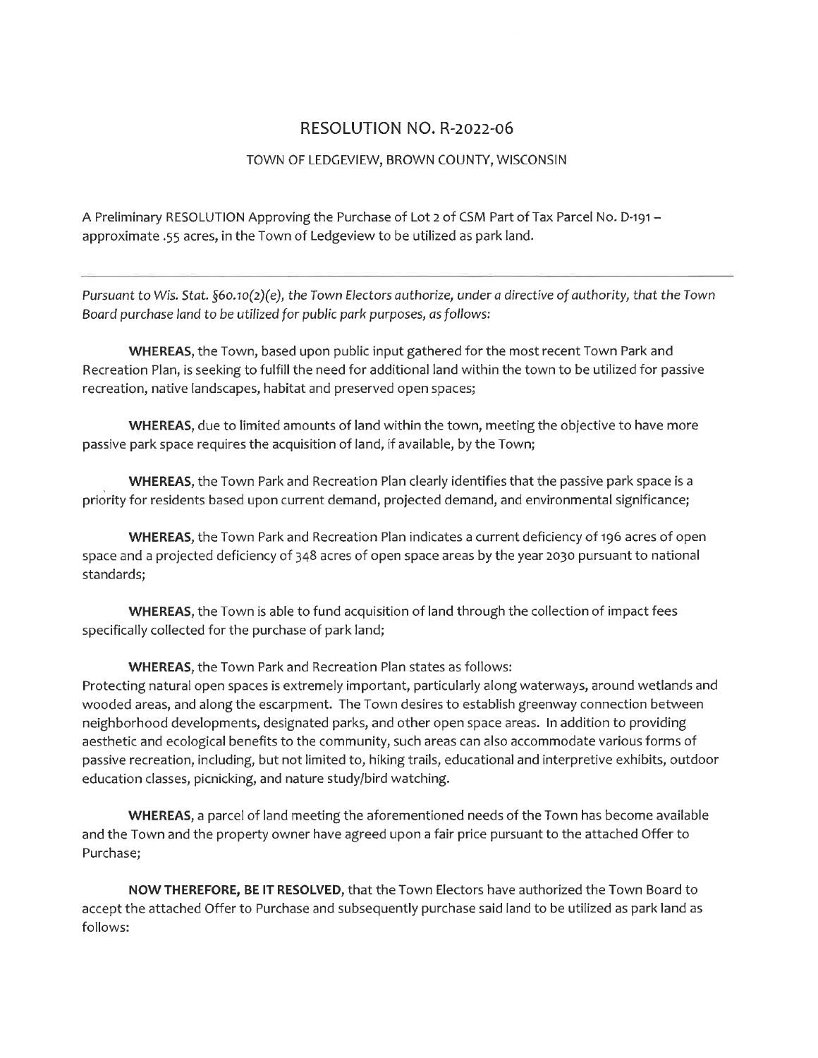# RESOLUTION NO. R-2022-06

## TOWN OF LEDGEVIEW, BROWN COUNTY, WISCONSIN

A Preliminary RESOLUTION Approving the Purchase of Lot 2 of CSM Part of Tax Parcel No. D-191 – approximate .55 acres, in the Town of Ledgeview to be utilized as park land.

---

*Pursuant to Wis. Stat. §60.10(2)(e), the Town Electors authorize, under a directive of authority, that the Town Board purchase land to be utilized for public park purposes, as follows:*

**WHEREAS**, the Town, based upon public input gathered for the most recent Town Park and Recreation Plan, is seeking to fulfill the need for additional land within the town to be utilized for passive recreation, native landscapes, habitat and preserved open spaces;

**WHEREAS**, due to limited amounts of land within the town, meeting the objective to have more passive park space requires the acquisition of land, if available, by the Town;

**WHEREAS**, the Town Park and Recreation Plan clearly identifies that the passive park space is a priority for residents based upon current demand, projected demand, and environmental significance;

**WHEREAS**, the Town Park and Recreation Plan indicates a current deficiency of 196 acres of open space and a projected deficiency of 348 acres of open space areas by the year 2030 pursuant to national standards;

**WHEREAS**, the Town is able to fund acquisition of land through the collection of impact fees specifically collected for the purchase of park land;

**WHEREAS**, the Town Park and Recreation Plan states as follows:
Protecting natural open spaces is extremely important, particularly along waterways, around wetlands and wooded areas, and along the escarpment. The Town desires to establish greenway connection between neighborhood developments, designated parks, and other open space areas. In addition to providing aesthetic and ecological benefits to the community, such areas can also accommodate various forms of passive recreation, including, but not limited to, hiking trails, educational and interpretive exhibits, outdoor education classes, picnicking, and nature study/bird watching.

**WHEREAS**, a parcel of land meeting the aforementioned needs of the Town has become available and the Town and the property owner have agreed upon a fair price pursuant to the attached Offer to Purchase;

**NOW THEREFORE, BE IT RESOLVED**, that the Town Electors have authorized the Town Board to accept the attached Offer to Purchase and subsequently purchase said land to be utilized as park land as follows: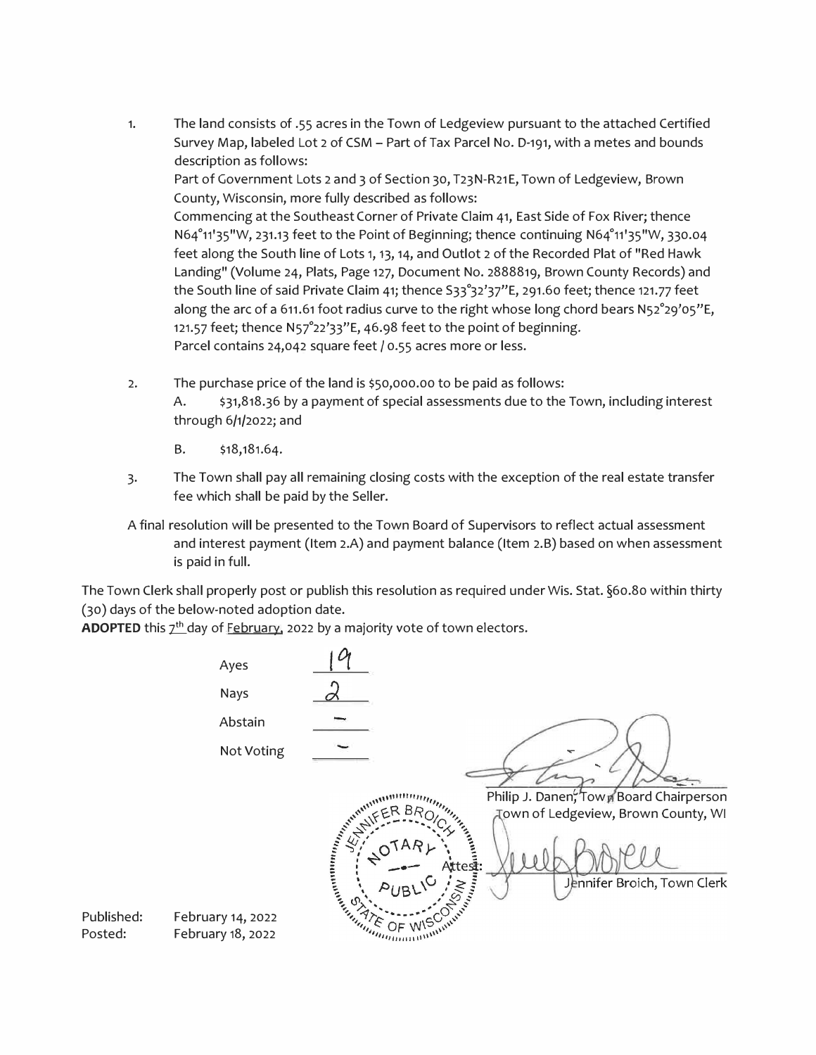1. The land consists of .55 acres in the Town of Ledgeview pursuant to the attached Certified Survey Map, labeled Lot 2 of CSM – Part of Tax Parcel No. D-191, with a metes and bounds description as follows:
   Part of Government Lots 2 and 3 of Section 30, T23N-R21E, Town of Ledgeview, Brown County, Wisconsin, more fully described as follows:
   Commencing at the Southeast Corner of Private Claim 41, East Side of Fox River; thence N64°11'35"W, 231.13 feet to the Point of Beginning; thence continuing N64°11'35"W, 330.04 feet along the South line of Lots 1, 13, 14, and Outlot 2 of the Recorded Plat of "Red Hawk Landing" (Volume 24, Plats, Page 127, Document No. 2888819, Brown County Records) and the South line of said Private Claim 41; thence S33°32'37"E, 291.60 feet; thence 121.77 feet along the arc of a 611.61 foot radius curve to the right whose long chord bears N52°29'05"E, 121.57 feet; thence N57°22'33"E, 46.98 feet to the point of beginning.
   Parcel contains 24,042 square feet / 0.55 acres more or less.

2. The purchase price of the land is $50,000.00 to be paid as follows:
   A. $31,818.36 by a payment of special assessments due to the Town, including interest through 6/1/2022; and

   B. $18,181.64.

3. The Town shall pay all remaining closing costs with the exception of the real estate transfer fee which shall be paid by the Seller.

A final resolution will be presented to the Town Board of Supervisors to reflect actual assessment and interest payment (Item 2.A) and payment balance (Item 2.B) based on when assessment is paid in full.

The Town Clerk shall properly post or publish this resolution as required under Wis. Stat. §60.80 within thirty (30) days of the below-noted adoption date.

**ADOPTED** this 7th day of February, 2022 by a majority vote of town electors.

Ayes 19

Nays 2

Abstain –

Not Voting –

Philip J. Danen, Town Board Chairperson
Town of Ledgeview, Brown County, WI

Attest:

Jennifer Broich, Town Clerk

JENNIFER BROICH NOTARY PUBLIC STATE OF WISCONSIN

Published: February 14, 2022
Posted: February 18, 2022